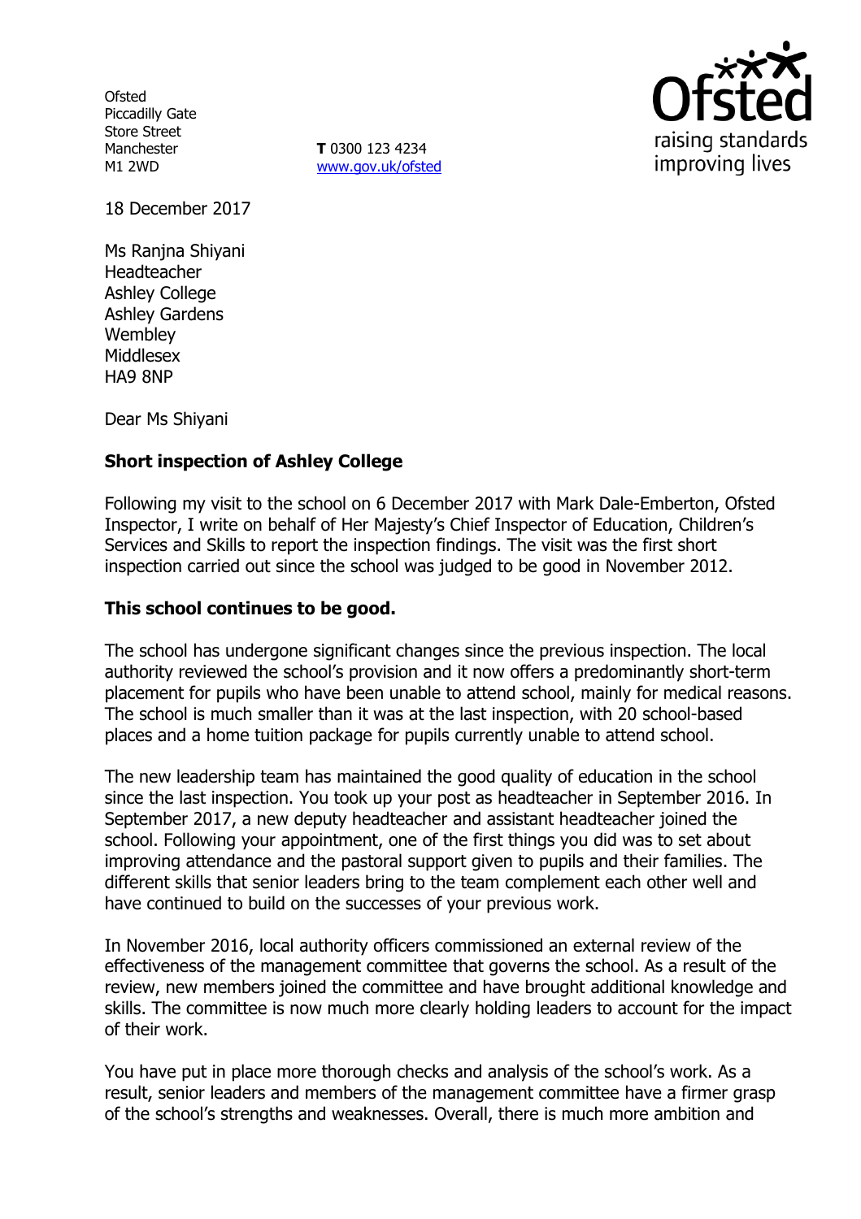Ofsted
Piccadilly Gate
Store Street
Manchester
M1 2WD

**T** 0300 123 4234
www.gov.uk/ofsted

18 December 2017

Ms Ranjna Shiyani
Headteacher
Ashley College
Ashley Gardens
Wembley
Middlesex
HA9 8NP

Dear Ms Shiyani

**Short inspection of Ashley College**

Following my visit to the school on 6 December 2017 with Mark Dale-Emberton, Ofsted Inspector, I write on behalf of Her Majesty's Chief Inspector of Education, Children's Services and Skills to report the inspection findings. The visit was the first short inspection carried out since the school was judged to be good in November 2012.

**This school continues to be good.**

The school has undergone significant changes since the previous inspection. The local authority reviewed the school's provision and it now offers a predominantly short-term placement for pupils who have been unable to attend school, mainly for medical reasons. The school is much smaller than it was at the last inspection, with 20 school-based places and a home tuition package for pupils currently unable to attend school.

The new leadership team has maintained the good quality of education in the school since the last inspection. You took up your post as headteacher in September 2016. In September 2017, a new deputy headteacher and assistant headteacher joined the school. Following your appointment, one of the first things you did was to set about improving attendance and the pastoral support given to pupils and their families. The different skills that senior leaders bring to the team complement each other well and have continued to build on the successes of your previous work.

In November 2016, local authority officers commissioned an external review of the effectiveness of the management committee that governs the school. As a result of the review, new members joined the committee and have brought additional knowledge and skills. The committee is now much more clearly holding leaders to account for the impact of their work.

You have put in place more thorough checks and analysis of the school's work. As a result, senior leaders and members of the management committee have a firmer grasp of the school's strengths and weaknesses. Overall, there is much more ambition and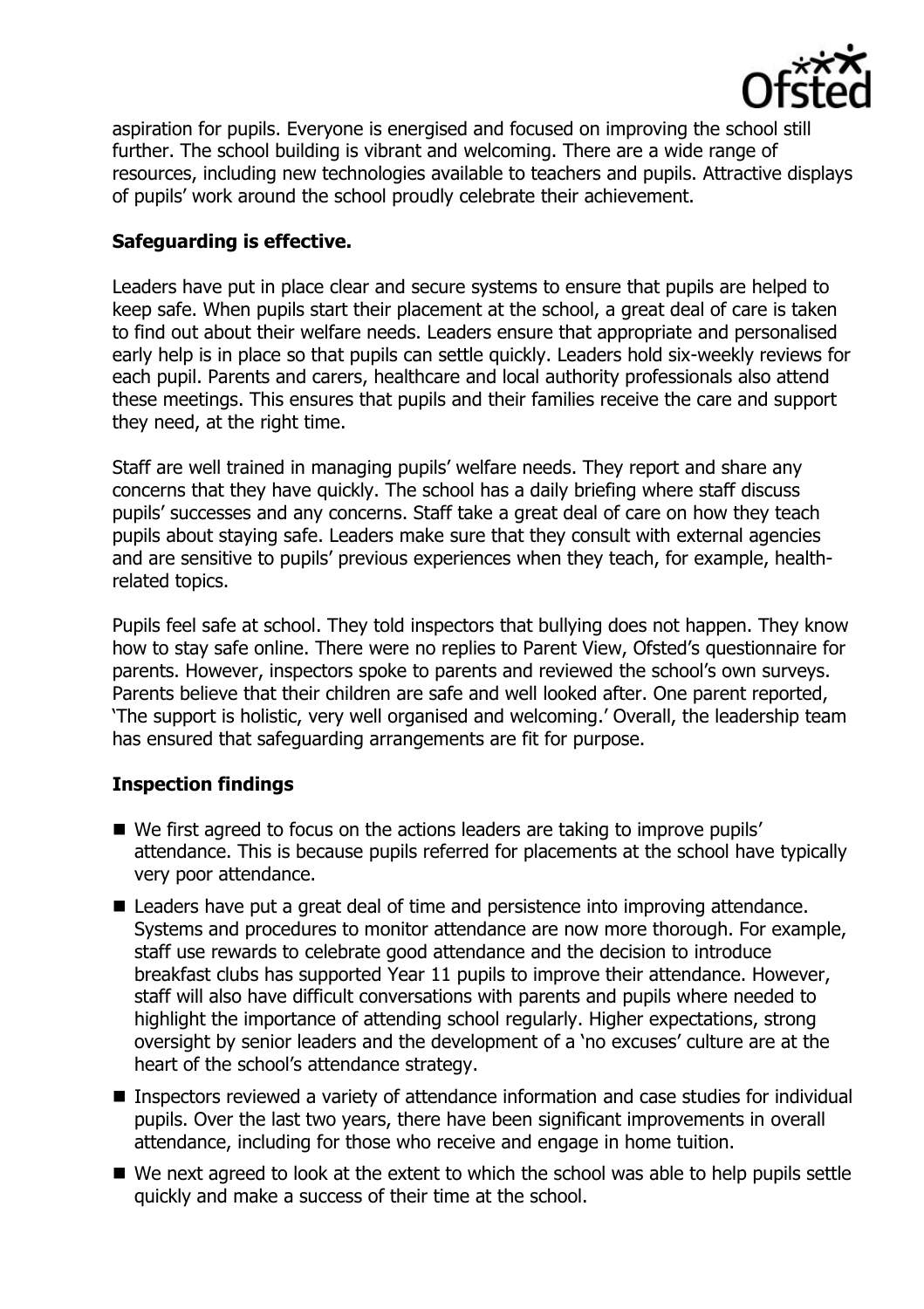aspiration for pupils. Everyone is energised and focused on improving the school still further. The school building is vibrant and welcoming. There are a wide range of resources, including new technologies available to teachers and pupils. Attractive displays of pupils' work around the school proudly celebrate their achievement.

**Safeguarding is effective.**

Leaders have put in place clear and secure systems to ensure that pupils are helped to keep safe. When pupils start their placement at the school, a great deal of care is taken to find out about their welfare needs. Leaders ensure that appropriate and personalised early help is in place so that pupils can settle quickly. Leaders hold six-weekly reviews for each pupil. Parents and carers, healthcare and local authority professionals also attend these meetings. This ensures that pupils and their families receive the care and support they need, at the right time.

Staff are well trained in managing pupils' welfare needs. They report and share any concerns that they have quickly. The school has a daily briefing where staff discuss pupils' successes and any concerns. Staff take a great deal of care on how they teach pupils about staying safe. Leaders make sure that they consult with external agencies and are sensitive to pupils' previous experiences when they teach, for example, health-related topics.

Pupils feel safe at school. They told inspectors that bullying does not happen. They know how to stay safe online. There were no replies to Parent View, Ofsted's questionnaire for parents. However, inspectors spoke to parents and reviewed the school's own surveys. Parents believe that their children are safe and well looked after. One parent reported, 'The support is holistic, very well organised and welcoming.' Overall, the leadership team has ensured that safeguarding arrangements are fit for purpose.

**Inspection findings**

- We first agreed to focus on the actions leaders are taking to improve pupils' attendance. This is because pupils referred for placements at the school have typically very poor attendance.
- Leaders have put a great deal of time and persistence into improving attendance. Systems and procedures to monitor attendance are now more thorough. For example, staff use rewards to celebrate good attendance and the decision to introduce breakfast clubs has supported Year 11 pupils to improve their attendance. However, staff will also have difficult conversations with parents and pupils where needed to highlight the importance of attending school regularly. Higher expectations, strong oversight by senior leaders and the development of a 'no excuses' culture are at the heart of the school's attendance strategy.
- Inspectors reviewed a variety of attendance information and case studies for individual pupils. Over the last two years, there have been significant improvements in overall attendance, including for those who receive and engage in home tuition.
- We next agreed to look at the extent to which the school was able to help pupils settle quickly and make a success of their time at the school.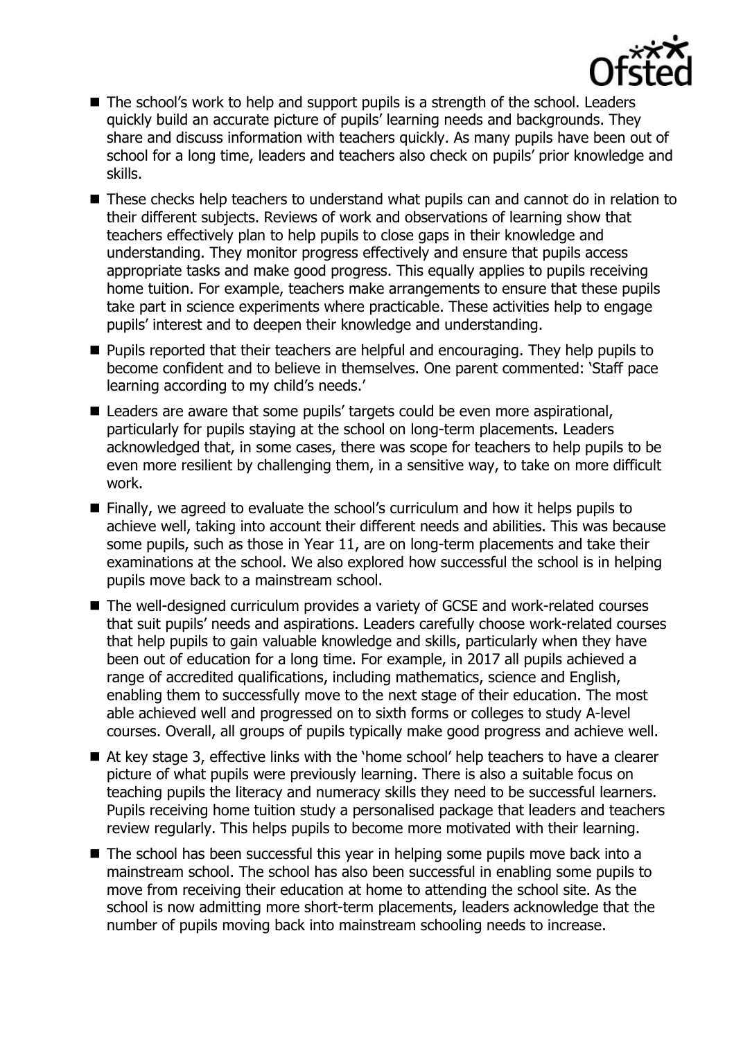- The school's work to help and support pupils is a strength of the school. Leaders quickly build an accurate picture of pupils' learning needs and backgrounds. They share and discuss information with teachers quickly. As many pupils have been out of school for a long time, leaders and teachers also check on pupils' prior knowledge and skills.
- These checks help teachers to understand what pupils can and cannot do in relation to their different subjects. Reviews of work and observations of learning show that teachers effectively plan to help pupils to close gaps in their knowledge and understanding. They monitor progress effectively and ensure that pupils access appropriate tasks and make good progress. This equally applies to pupils receiving home tuition. For example, teachers make arrangements to ensure that these pupils take part in science experiments where practicable. These activities help to engage pupils' interest and to deepen their knowledge and understanding.
- Pupils reported that their teachers are helpful and encouraging. They help pupils to become confident and to believe in themselves. One parent commented: 'Staff pace learning according to my child's needs.'
- Leaders are aware that some pupils' targets could be even more aspirational, particularly for pupils staying at the school on long-term placements. Leaders acknowledged that, in some cases, there was scope for teachers to help pupils to be even more resilient by challenging them, in a sensitive way, to take on more difficult work.
- Finally, we agreed to evaluate the school's curriculum and how it helps pupils to achieve well, taking into account their different needs and abilities. This was because some pupils, such as those in Year 11, are on long-term placements and take their examinations at the school. We also explored how successful the school is in helping pupils move back to a mainstream school.
- The well-designed curriculum provides a variety of GCSE and work-related courses that suit pupils' needs and aspirations. Leaders carefully choose work-related courses that help pupils to gain valuable knowledge and skills, particularly when they have been out of education for a long time. For example, in 2017 all pupils achieved a range of accredited qualifications, including mathematics, science and English, enabling them to successfully move to the next stage of their education. The most able achieved well and progressed on to sixth forms or colleges to study A-level courses. Overall, all groups of pupils typically make good progress and achieve well.
- At key stage 3, effective links with the 'home school' help teachers to have a clearer picture of what pupils were previously learning. There is also a suitable focus on teaching pupils the literacy and numeracy skills they need to be successful learners. Pupils receiving home tuition study a personalised package that leaders and teachers review regularly. This helps pupils to become more motivated with their learning.
- The school has been successful this year in helping some pupils move back into a mainstream school. The school has also been successful in enabling some pupils to move from receiving their education at home to attending the school site. As the school is now admitting more short-term placements, leaders acknowledge that the number of pupils moving back into mainstream schooling needs to increase.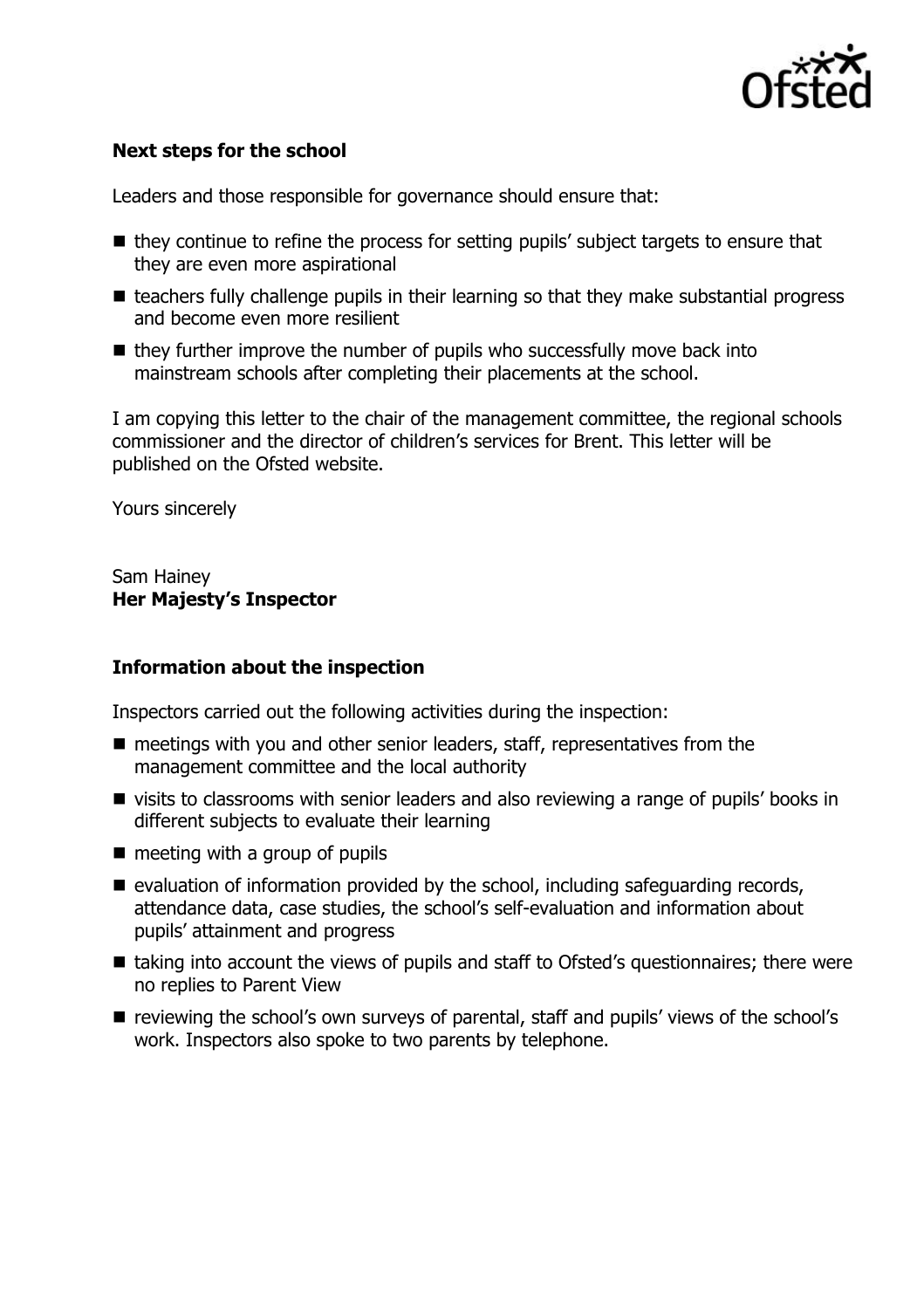### Next steps for the school

Leaders and those responsible for governance should ensure that:

- they continue to refine the process for setting pupils' subject targets to ensure that they are even more aspirational
- teachers fully challenge pupils in their learning so that they make substantial progress and become even more resilient
- they further improve the number of pupils who successfully move back into mainstream schools after completing their placements at the school.

I am copying this letter to the chair of the management committee, the regional schools commissioner and the director of children's services for Brent. This letter will be published on the Ofsted website.

Yours sincerely

Sam Hainey
**Her Majesty's Inspector**

### Information about the inspection

Inspectors carried out the following activities during the inspection:

- meetings with you and other senior leaders, staff, representatives from the management committee and the local authority
- visits to classrooms with senior leaders and also reviewing a range of pupils' books in different subjects to evaluate their learning
- meeting with a group of pupils
- evaluation of information provided by the school, including safeguarding records, attendance data, case studies, the school's self-evaluation and information about pupils' attainment and progress
- taking into account the views of pupils and staff to Ofsted's questionnaires; there were no replies to Parent View
- reviewing the school's own surveys of parental, staff and pupils' views of the school's work. Inspectors also spoke to two parents by telephone.